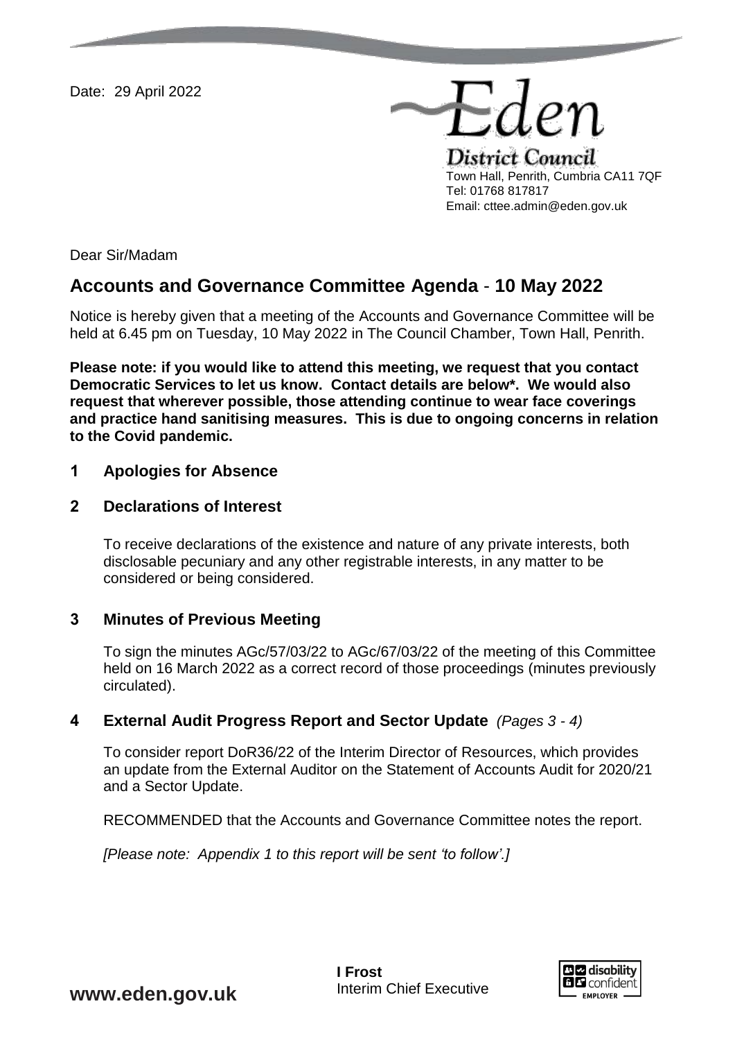Date: 29 April 2022

**Eden District Council**
Town Hall, Penrith, Cumbria CA11 7QF
Tel: 01768 817817
Email: cttee.admin@eden.gov.uk

Dear Sir/Madam

## Accounts and Governance Committee Agenda - 10 May 2022

Notice is hereby given that a meeting of the Accounts and Governance Committee will be held at 6.45 pm on Tuesday, 10 May 2022 in The Council Chamber, Town Hall, Penrith.

**Please note: if you would like to attend this meeting, we request that you contact Democratic Services to let us know. Contact details are below*. We would also request that wherever possible, those attending continue to wear face coverings and practice hand sanitising measures. This is due to ongoing concerns in relation to the Covid pandemic.**

### 1 Apologies for Absence

### 2 Declarations of Interest

To receive declarations of the existence and nature of any private interests, both disclosable pecuniary and any other registrable interests, in any matter to be considered or being considered.

### 3 Minutes of Previous Meeting

To sign the minutes AGc/57/03/22 to AGc/67/03/22 of the meeting of this Committee held on 16 March 2022 as a correct record of those proceedings (minutes previously circulated).

### 4 External Audit Progress Report and Sector Update *(Pages 3 - 4)*

To consider report DoR36/22 of the Interim Director of Resources, which provides an update from the External Auditor on the Statement of Accounts Audit for 2020/21 and a Sector Update.

RECOMMENDED that the Accounts and Governance Committee notes the report.

*[Please note: Appendix 1 to this report will be sent 'to follow'.]*

**I Frost**
Interim Chief Executive

www.eden.gov.uk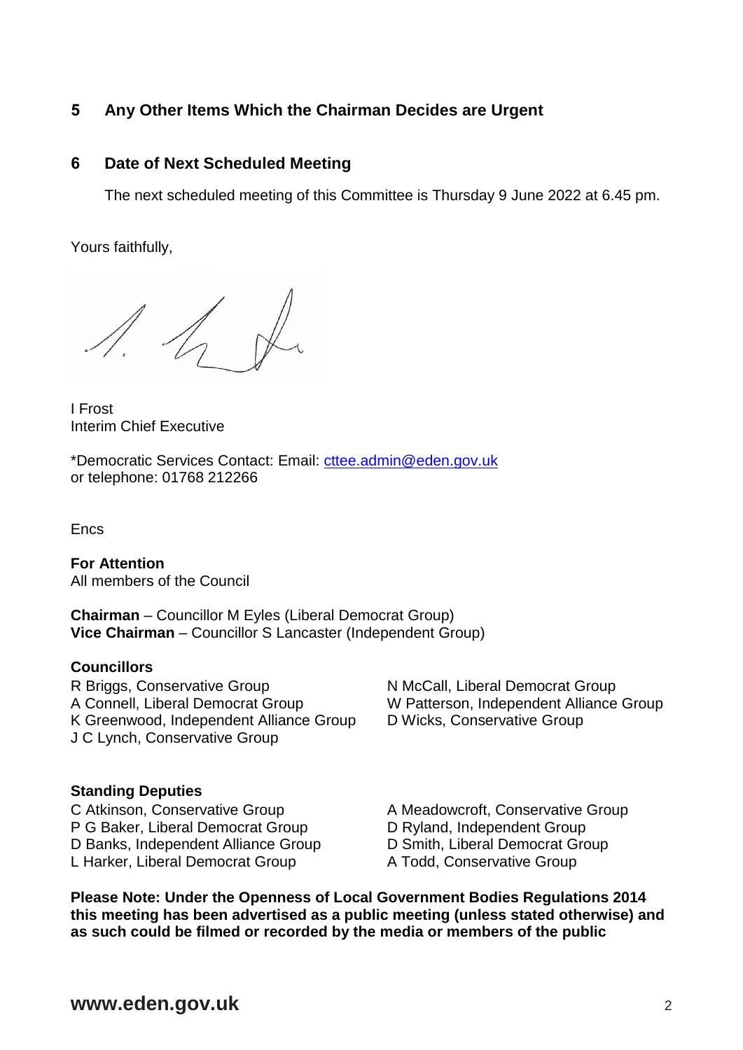## 5 Any Other Items Which the Chairman Decides are Urgent

## 6 Date of Next Scheduled Meeting

The next scheduled meeting of this Committee is Thursday 9 June 2022 at 6.45 pm.

Yours faithfully,

I Frost
Interim Chief Executive

*Democratic Services Contact: Email: cttee.admin@eden.gov.uk
or telephone: 01768 212266

Encs

**For Attention**
All members of the Council

**Chairman** – Councillor M Eyles (Liberal Democrat Group)
**Vice Chairman** – Councillor S Lancaster (Independent Group)

**Councillors**

R Briggs, Conservative Group
A Connell, Liberal Democrat Group
K Greenwood, Independent Alliance Group
J C Lynch, Conservative Group
N McCall, Liberal Democrat Group
W Patterson, Independent Alliance Group
D Wicks, Conservative Group

**Standing Deputies**

C Atkinson, Conservative Group
P G Baker, Liberal Democrat Group
D Banks, Independent Alliance Group
L Harker, Liberal Democrat Group
A Meadowcroft, Conservative Group
D Ryland, Independent Group
D Smith, Liberal Democrat Group
A Todd, Conservative Group

**Please Note: Under the Openness of Local Government Bodies Regulations 2014 this meeting has been advertised as a public meeting (unless stated otherwise) and as such could be filmed or recorded by the media or members of the public**

**www.eden.gov.uk**